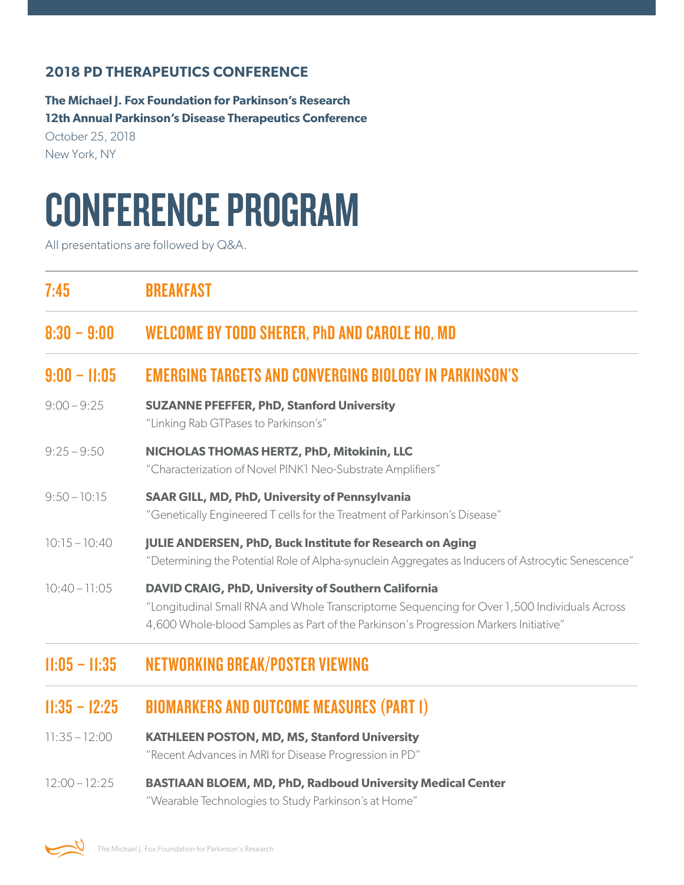**2018 PD THERAPEUTICS CONFERENCE**

**The Michael J. Fox Foundation for Parkinson's Research**
**12th Annual Parkinson's Disease Therapeutics Conference**
October 25, 2018
New York, NY

# CONFERENCE PROGRAM

All presentations are followed by Q&A.

## 7:45 BREAKFAST

## 8:30 – 9:00 WELCOME BY TODD SHERER, PhD AND CAROLE HO, MD

## 9:00 – 11:05 EMERGING TARGETS AND CONVERGING BIOLOGY IN PARKINSON'S

9:00 – 9:25 **SUZANNE PFEFFER, PhD, Stanford University**
"Linking Rab GTPases to Parkinson's"

9:25 – 9:50 **NICHOLAS THOMAS HERTZ, PhD, Mitokinin, LLC**
"Characterization of Novel PINK1 Neo-Substrate Amplifiers"

9:50 – 10:15 **SAAR GILL, MD, PhD, University of Pennsylvania**
"Genetically Engineered T cells for the Treatment of Parkinson's Disease"

10:15 – 10:40 **JULIE ANDERSEN, PhD, Buck Institute for Research on Aging**
"Determining the Potential Role of Alpha-synuclein Aggregates as Inducers of Astrocytic Senescence"

10:40 – 11:05 **DAVID CRAIG, PhD, University of Southern California**
"Longitudinal Small RNA and Whole Transcriptome Sequencing for Over 1,500 Individuals Across 4,600 Whole-blood Samples as Part of the Parkinson's Progression Markers Initiative"

## 11:05 – 11:35 NETWORKING BREAK/POSTER VIEWING

## 11:35 – 12:25 BIOMARKERS AND OUTCOME MEASURES (PART I)

11:35 – 12:00 **KATHLEEN POSTON, MD, MS, Stanford University**
"Recent Advances in MRI for Disease Progression in PD"

12:00 – 12:25 **BASTIAAN BLOEM, MD, PhD, Radboud University Medical Center**
"Wearable Technologies to Study Parkinson's at Home"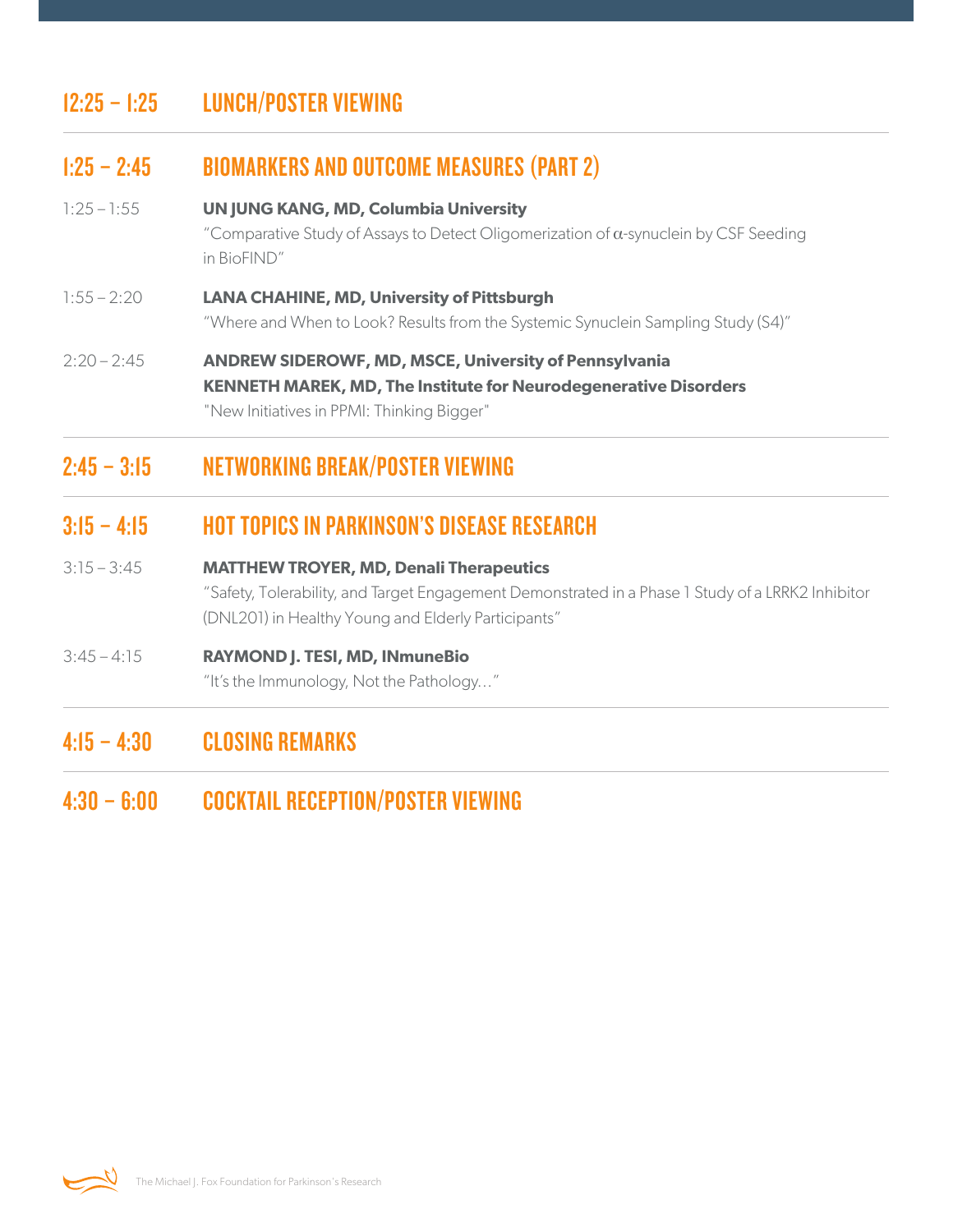## 12:25 – 1:25 LUNCH/POSTER VIEWING

## 1:25 – 2:45 BIOMARKERS AND OUTCOME MEASURES (PART 2)

1:25 – 1:55 **UN JUNG KANG, MD, Columbia University**
"Comparative Study of Assays to Detect Oligomerization of α-synuclein by CSF Seeding in BioFIND"

1:55 – 2:20 **LANA CHAHINE, MD, University of Pittsburgh**
"Where and When to Look? Results from the Systemic Synuclein Sampling Study (S4)"

2:20 – 2:45 **ANDREW SIDEROWF, MD, MSCE, University of Pennsylvania**
**KENNETH MAREK, MD, The Institute for Neurodegenerative Disorders**
"New Initiatives in PPMI: Thinking Bigger"

## 2:45 – 3:15 NETWORKING BREAK/POSTER VIEWING

## 3:15 – 4:15 HOT TOPICS IN PARKINSON'S DISEASE RESEARCH

3:15 – 3:45 **MATTHEW TROYER, MD, Denali Therapeutics**
"Safety, Tolerability, and Target Engagement Demonstrated in a Phase 1 Study of a LRRK2 Inhibitor (DNL201) in Healthy Young and Elderly Participants"

3:45 – 4:15 **RAYMOND J. TESI, MD, INmuneBio**
"It's the Immunology, Not the Pathology…"

## 4:15 – 4:30 CLOSING REMARKS

## 4:30 – 6:00 COCKTAIL RECEPTION/POSTER VIEWING